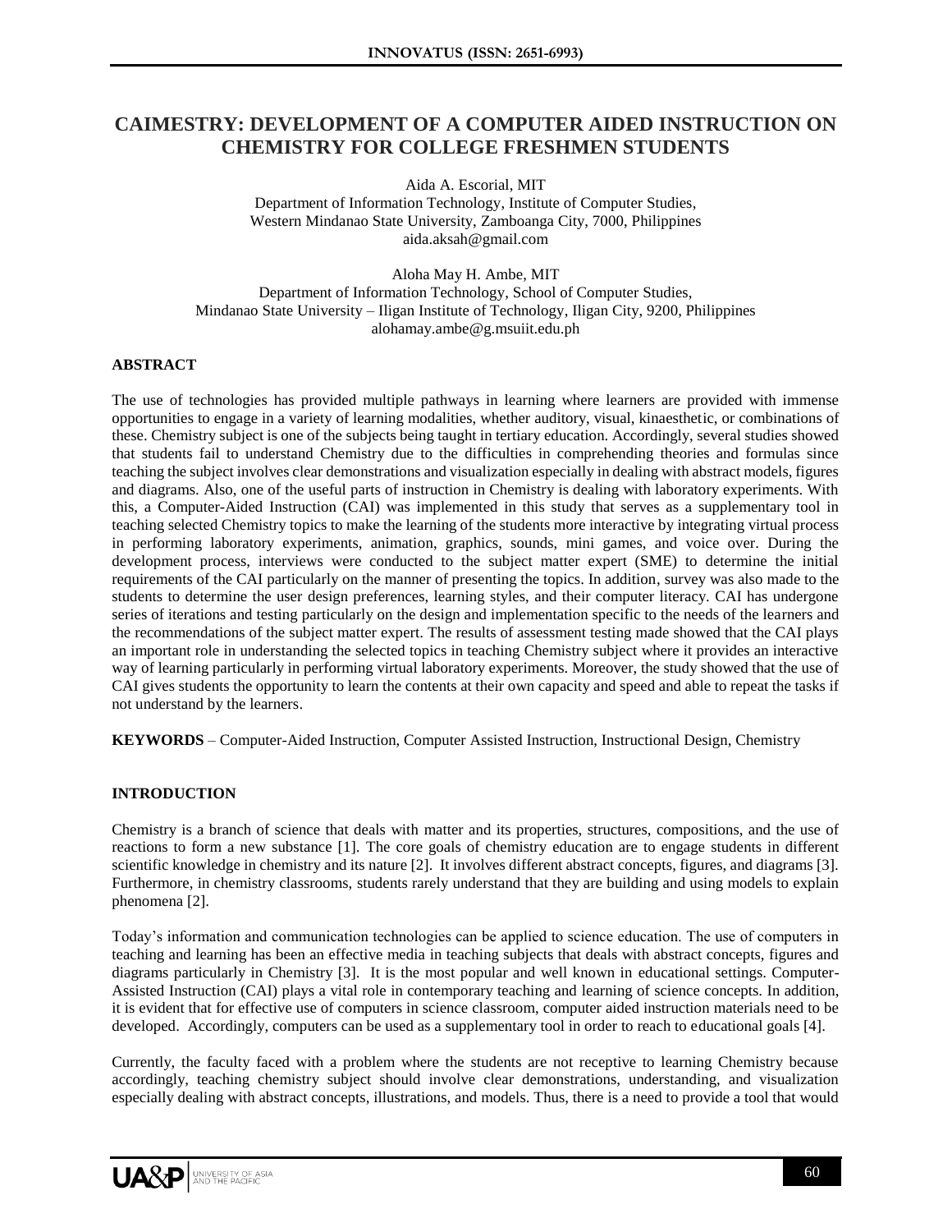# CAIMESTRY: DEVELOPMENT OF A COMPUTER AIDED INSTRUCTION ON CHEMISTRY FOR COLLEGE FRESHMEN STUDENTS

Aida A. Escorial, MIT
Department of Information Technology, Institute of Computer Studies,
Western Mindanao State University, Zamboanga City, 7000, Philippines
aida.aksah@gmail.com

Aloha May H. Ambe, MIT
Department of Information Technology, School of Computer Studies,
Mindanao State University – Iligan Institute of Technology, Iligan City, 9200, Philippines
alohamay.ambe@g.msuiit.edu.ph

## ABSTRACT

The use of technologies has provided multiple pathways in learning where learners are provided with immense opportunities to engage in a variety of learning modalities, whether auditory, visual, kinaesthetic, or combinations of these. Chemistry subject is one of the subjects being taught in tertiary education. Accordingly, several studies showed that students fail to understand Chemistry due to the difficulties in comprehending theories and formulas since teaching the subject involves clear demonstrations and visualization especially in dealing with abstract models, figures and diagrams. Also, one of the useful parts of instruction in Chemistry is dealing with laboratory experiments. With this, a Computer-Aided Instruction (CAI) was implemented in this study that serves as a supplementary tool in teaching selected Chemistry topics to make the learning of the students more interactive by integrating virtual process in performing laboratory experiments, animation, graphics, sounds, mini games, and voice over. During the development process, interviews were conducted to the subject matter expert (SME) to determine the initial requirements of the CAI particularly on the manner of presenting the topics. In addition, survey was also made to the students to determine the user design preferences, learning styles, and their computer literacy. CAI has undergone series of iterations and testing particularly on the design and implementation specific to the needs of the learners and the recommendations of the subject matter expert. The results of assessment testing made showed that the CAI plays an important role in understanding the selected topics in teaching Chemistry subject where it provides an interactive way of learning particularly in performing virtual laboratory experiments. Moreover, the study showed that the use of CAI gives students the opportunity to learn the contents at their own capacity and speed and able to repeat the tasks if not understand by the learners.

**KEYWORDS** – Computer-Aided Instruction, Computer Assisted Instruction, Instructional Design, Chemistry

## INTRODUCTION

Chemistry is a branch of science that deals with matter and its properties, structures, compositions, and the use of reactions to form a new substance [1]. The core goals of chemistry education are to engage students in different scientific knowledge in chemistry and its nature [2]. It involves different abstract concepts, figures, and diagrams [3]. Furthermore, in chemistry classrooms, students rarely understand that they are building and using models to explain phenomena [2].

Today's information and communication technologies can be applied to science education. The use of computers in teaching and learning has been an effective media in teaching subjects that deals with abstract concepts, figures and diagrams particularly in Chemistry [3]. It is the most popular and well known in educational settings. Computer-Assisted Instruction (CAI) plays a vital role in contemporary teaching and learning of science concepts. In addition, it is evident that for effective use of computers in science classroom, computer aided instruction materials need to be developed. Accordingly, computers can be used as a supplementary tool in order to reach to educational goals [4].

Currently, the faculty faced with a problem where the students are not receptive to learning Chemistry because accordingly, teaching chemistry subject should involve clear demonstrations, understanding, and visualization especially dealing with abstract concepts, illustrations, and models. Thus, there is a need to provide a tool that would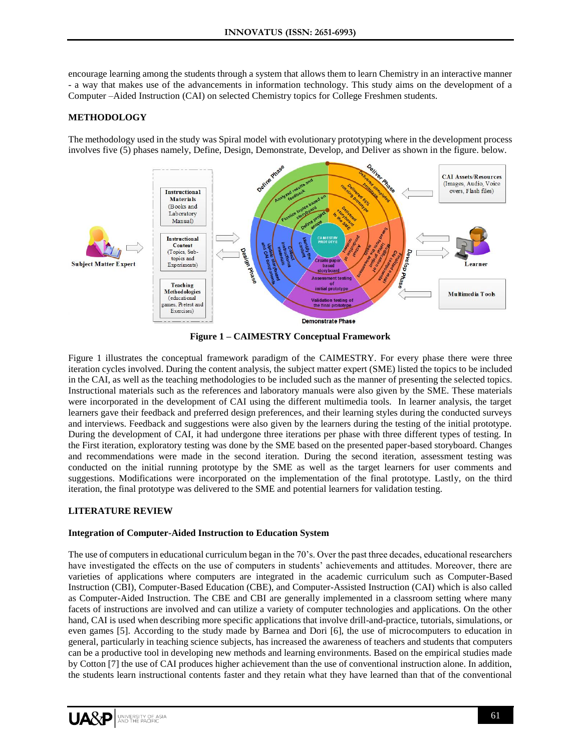encourage learning among the students through a system that allows them to learn Chemistry in an interactive manner - a way that makes use of the advancements in information technology. This study aims on the development of a Computer –Aided Instruction (CAI) on selected Chemistry topics for College Freshmen students.

## METHODOLOGY

The methodology used in the study was Spiral model with evolutionary prototyping where in the development process involves five (5) phases namely, Define, Design, Demonstrate, Develop, and Deliver as shown in the figure. below.

**Figure 1 – CAIMESTRY Conceptual Framework**

Figure 1 illustrates the conceptual framework paradigm of the CAIMESTRY. For every phase there were three iteration cycles involved. During the content analysis, the subject matter expert (SME) listed the topics to be included in the CAI, as well as the teaching methodologies to be included such as the manner of presenting the selected topics. Instructional materials such as the references and laboratory manuals were also given by the SME. These materials were incorporated in the development of CAI using the different multimedia tools. In learner analysis, the target learners gave their feedback and preferred design preferences, and their learning styles during the conducted surveys and interviews. Feedback and suggestions were also given by the learners during the testing of the initial prototype. During the development of CAI, it had undergone three iterations per phase with three different types of testing. In the First iteration, exploratory testing was done by the SME based on the presented paper-based storyboard. Changes and recommendations were made in the second iteration. During the second iteration, assessment testing was conducted on the initial running prototype by the SME as well as the target learners for user comments and suggestions. Modifications were incorporated on the implementation of the final prototype. Lastly, on the third iteration, the final prototype was delivered to the SME and potential learners for validation testing.

## LITERATURE REVIEW

### Integration of Computer-Aided Instruction to Education System

The use of computers in educational curriculum began in the 70's. Over the past three decades, educational researchers have investigated the effects on the use of computers in students' achievements and attitudes. Moreover, there are varieties of applications where computers are integrated in the academic curriculum such as Computer-Based Instruction (CBI), Computer-Based Education (CBE), and Computer-Assisted Instruction (CAI) which is also called as Computer-Aided Instruction. The CBE and CBI are generally implemented in a classroom setting where many facets of instructions are involved and can utilize a variety of computer technologies and applications. On the other hand, CAI is used when describing more specific applications that involve drill-and-practice, tutorials, simulations, or even games [5]. According to the study made by Barnea and Dori [6], the use of microcomputers to education in general, particularly in teaching science subjects, has increased the awareness of teachers and students that computers can be a productive tool in developing new methods and learning environments. Based on the empirical studies made by Cotton [7] the use of CAI produces higher achievement than the use of conventional instruction alone. In addition, the students learn instructional contents faster and they retain what they have learned than that of the conventional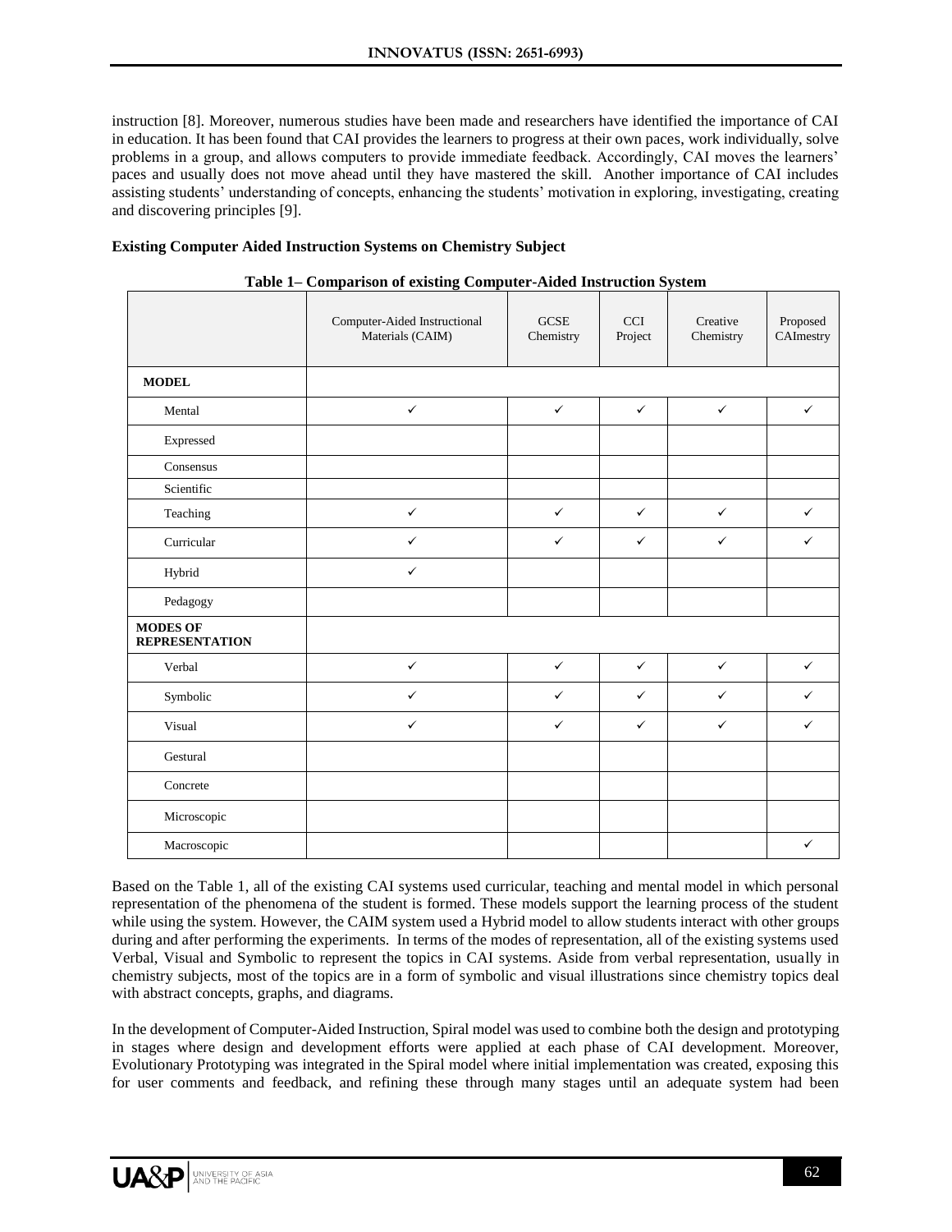instruction [8]. Moreover, numerous studies have been made and researchers have identified the importance of CAI in education. It has been found that CAI provides the learners to progress at their own paces, work individually, solve problems in a group, and allows computers to provide immediate feedback. Accordingly, CAI moves the learners' paces and usually does not move ahead until they have mastered the skill. Another importance of CAI includes assisting students' understanding of concepts, enhancing the students' motivation in exploring, investigating, creating and discovering principles [9].

**Existing Computer Aided Instruction Systems on Chemistry Subject**

**Table 1– Comparison of existing Computer-Aided Instruction System**

| | Computer-Aided Instructional Materials (CAIM) | GCSE Chemistry | CCI Project | Creative Chemistry | Proposed CAImestry |
|---|---|---|---|---|---|
| **MODEL** | | | | | |
| Mental | ✓ | ✓ | ✓ | ✓ | ✓ |
| Expressed | | | | | |
| Consensus | | | | | |
| Scientific | | | | | |
| Teaching | ✓ | ✓ | ✓ | ✓ | ✓ |
| Curricular | ✓ | ✓ | ✓ | ✓ | ✓ |
| Hybrid | ✓ | | | | |
| Pedagogy | | | | | |
| **MODES OF REPRESENTATION** | | | | | |
| Verbal | ✓ | ✓ | ✓ | ✓ | ✓ |
| Symbolic | ✓ | ✓ | ✓ | ✓ | ✓ |
| Visual | ✓ | ✓ | ✓ | ✓ | ✓ |
| Gestural | | | | | |
| Concrete | | | | | |
| Microscopic | | | | | |
| Macroscopic | | | | | ✓ |

Based on the Table 1, all of the existing CAI systems used curricular, teaching and mental model in which personal representation of the phenomena of the student is formed. These models support the learning process of the student while using the system. However, the CAIM system used a Hybrid model to allow students interact with other groups during and after performing the experiments. In terms of the modes of representation, all of the existing systems used Verbal, Visual and Symbolic to represent the topics in CAI systems. Aside from verbal representation, usually in chemistry subjects, most of the topics are in a form of symbolic and visual illustrations since chemistry topics deal with abstract concepts, graphs, and diagrams.

In the development of Computer-Aided Instruction, Spiral model was used to combine both the design and prototyping in stages where design and development efforts were applied at each phase of CAI development. Moreover, Evolutionary Prototyping was integrated in the Spiral model where initial implementation was created, exposing this for user comments and feedback, and refining these through many stages until an adequate system had been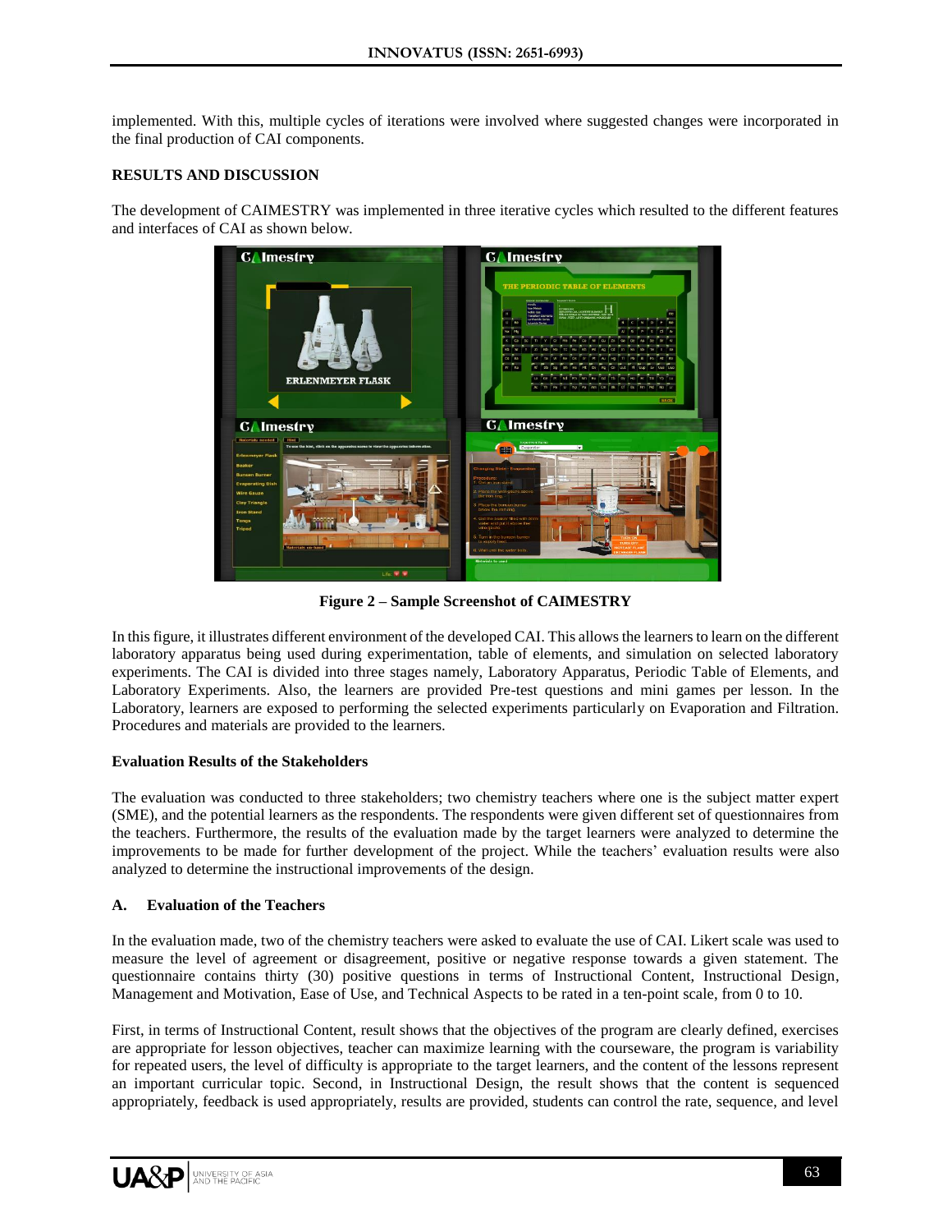implemented. With this, multiple cycles of iterations were involved where suggested changes were incorporated in the final production of CAI components.

**RESULTS AND DISCUSSION**

The development of CAIMESTRY was implemented in three iterative cycles which resulted to the different features and interfaces of CAI as shown below.

**Figure 2 – Sample Screenshot of CAIMESTRY**

In this figure, it illustrates different environment of the developed CAI. This allows the learners to learn on the different laboratory apparatus being used during experimentation, table of elements, and simulation on selected laboratory experiments. The CAI is divided into three stages namely, Laboratory Apparatus, Periodic Table of Elements, and Laboratory Experiments. Also, the learners are provided Pre-test questions and mini games per lesson. In the Laboratory, learners are exposed to performing the selected experiments particularly on Evaporation and Filtration. Procedures and materials are provided to the learners.

**Evaluation Results of the Stakeholders**

The evaluation was conducted to three stakeholders; two chemistry teachers where one is the subject matter expert (SME), and the potential learners as the respondents. The respondents were given different set of questionnaires from the teachers. Furthermore, the results of the evaluation made by the target learners were analyzed to determine the improvements to be made for further development of the project. While the teachers' evaluation results were also analyzed to determine the instructional improvements of the design.

**A. Evaluation of the Teachers**

In the evaluation made, two of the chemistry teachers were asked to evaluate the use of CAI. Likert scale was used to measure the level of agreement or disagreement, positive or negative response towards a given statement. The questionnaire contains thirty (30) positive questions in terms of Instructional Content, Instructional Design, Management and Motivation, Ease of Use, and Technical Aspects to be rated in a ten-point scale, from 0 to 10.

First, in terms of Instructional Content, result shows that the objectives of the program are clearly defined, exercises are appropriate for lesson objectives, teacher can maximize learning with the courseware, the program is variability for repeated users, the level of difficulty is appropriate to the target learners, and the content of the lessons represent an important curricular topic. Second, in Instructional Design, the result shows that the content is sequenced appropriately, feedback is used appropriately, results are provided, students can control the rate, sequence, and level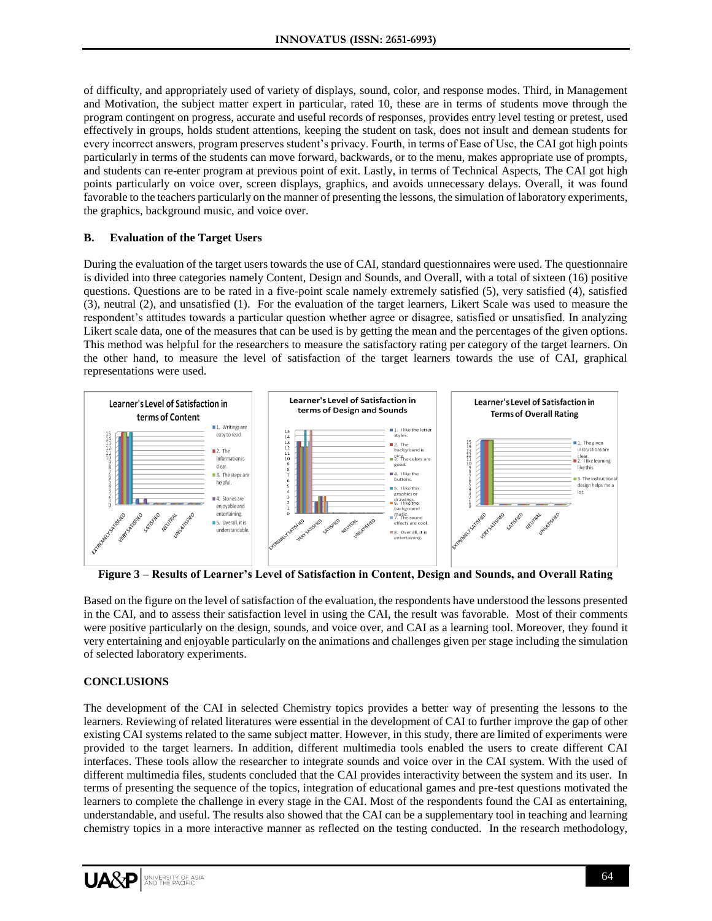of difficulty, and appropriately used of variety of displays, sound, color, and response modes. Third, in Management and Motivation, the subject matter expert in particular, rated 10, these are in terms of students move through the program contingent on progress, accurate and useful records of responses, provides entry level testing or pretest, used effectively in groups, holds student attentions, keeping the student on task, does not insult and demean students for every incorrect answers, program preserves student's privacy. Fourth, in terms of Ease of Use, the CAI got high points particularly in terms of the students can move forward, backwards, or to the menu, makes appropriate use of prompts, and students can re-enter program at previous point of exit. Lastly, in terms of Technical Aspects, The CAI got high points particularly on voice over, screen displays, graphics, and avoids unnecessary delays. Overall, it was found favorable to the teachers particularly on the manner of presenting the lessons, the simulation of laboratory experiments, the graphics, background music, and voice over.

### B. Evaluation of the Target Users

During the evaluation of the target users towards the use of CAI, standard questionnaires were used. The questionnaire is divided into three categories namely Content, Design and Sounds, and Overall, with a total of sixteen (16) positive questions. Questions are to be rated in a five-point scale namely extremely satisfied (5), very satisfied (4), satisfied (3), neutral (2), and unsatisfied (1). For the evaluation of the target learners, Likert Scale was used to measure the respondent's attitudes towards a particular question whether agree or disagree, satisfied or unsatisfied. In analyzing Likert scale data, one of the measures that can be used is by getting the mean and the percentages of the given options. This method was helpful for the researchers to measure the satisfactory rating per category of the target learners. On the other hand, to measure the level of satisfaction of the target learners towards the use of CAI, graphical representations were used.

**Figure 3 – Results of Learner's Level of Satisfaction in Content, Design and Sounds, and Overall Rating**

Based on the figure on the level of satisfaction of the evaluation, the respondents have understood the lessons presented in the CAI, and to assess their satisfaction level in using the CAI, the result was favorable. Most of their comments were positive particularly on the design, sounds, and voice over, and CAI as a learning tool. Moreover, they found it very entertaining and enjoyable particularly on the animations and challenges given per stage including the simulation of selected laboratory experiments.

## CONCLUSIONS

The development of the CAI in selected Chemistry topics provides a better way of presenting the lessons to the learners. Reviewing of related literatures were essential in the development of CAI to further improve the gap of other existing CAI systems related to the same subject matter. However, in this study, there are limited of experiments were provided to the target learners. In addition, different multimedia tools enabled the users to create different CAI interfaces. These tools allow the researcher to integrate sounds and voice over in the CAI system. With the used of different multimedia files, students concluded that the CAI provides interactivity between the system and its user. In terms of presenting the sequence of the topics, integration of educational games and pre-test questions motivated the learners to complete the challenge in every stage in the CAI. Most of the respondents found the CAI as entertaining, understandable, and useful. The results also showed that the CAI can be a supplementary tool in teaching and learning chemistry topics in a more interactive manner as reflected on the testing conducted. In the research methodology,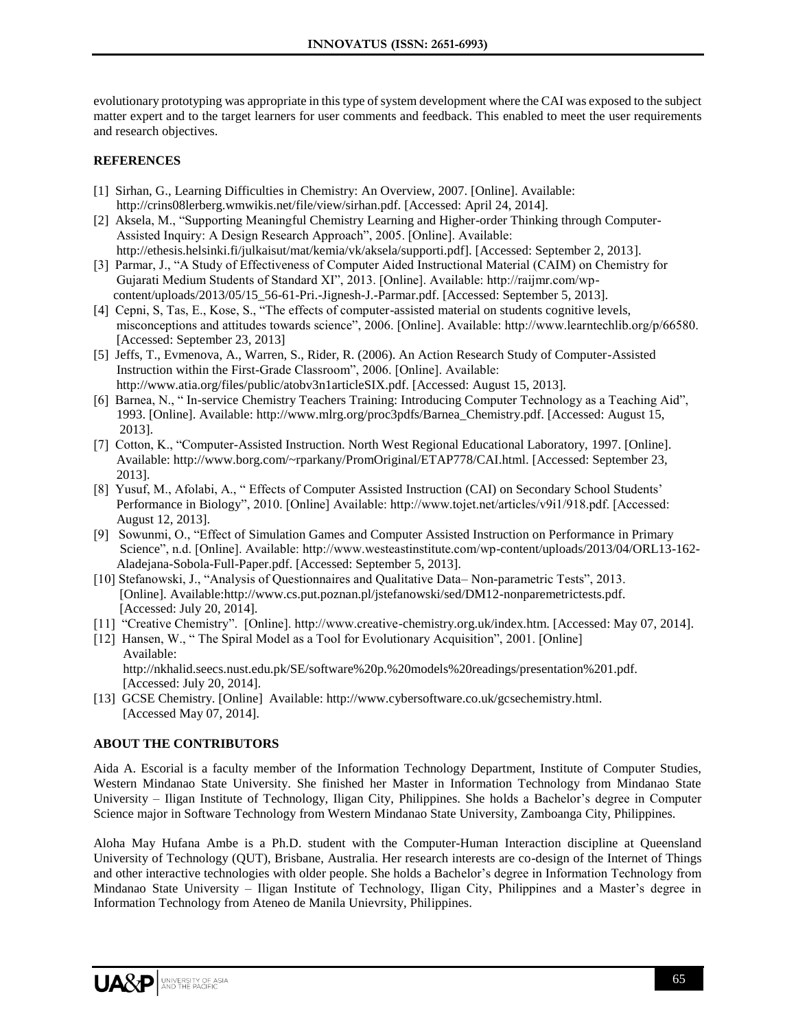evolutionary prototyping was appropriate in this type of system development where the CAI was exposed to the subject matter expert and to the target learners for user comments and feedback. This enabled to meet the user requirements and research objectives.

**REFERENCES**

[1] Sirhan, G., Learning Difficulties in Chemistry: An Overview, 2007. [Online]. Available: http://crins08lerberg.wmwikis.net/file/view/sirhan.pdf. [Accessed: April 24, 2014].

[2] Aksela, M., "Supporting Meaningful Chemistry Learning and Higher-order Thinking through Computer-Assisted Inquiry: A Design Research Approach", 2005. [Online]. Available: http://ethesis.helsinki.fi/julkaisut/mat/kemia/vk/aksela/supporti.pdf]. [Accessed: September 2, 2013].

[3] Parmar, J., "A Study of Effectiveness of Computer Aided Instructional Material (CAIM) on Chemistry for Gujarati Medium Students of Standard XI", 2013. [Online]. Available: http://raijmr.com/wp-content/uploads/2013/05/15_56-61-Pri.-Jignesh-J.-Parmar.pdf. [Accessed: September 5, 2013].

[4] Cepni, S, Tas, E., Kose, S., "The effects of computer-assisted material on students cognitive levels, misconceptions and attitudes towards science", 2006. [Online]. Available: http://www.learntechlib.org/p/66580. [Accessed: September 23, 2013]

[5] Jeffs, T., Evmenova, A., Warren, S., Rider, R. (2006). An Action Research Study of Computer-Assisted Instruction within the First-Grade Classroom", 2006. [Online]. Available: http://www.atia.org/files/public/atobv3n1articleSIX.pdf. [Accessed: August 15, 2013].

[6] Barnea, N., " In-service Chemistry Teachers Training: Introducing Computer Technology as a Teaching Aid", 1993. [Online]. Available: http://www.mlrg.org/proc3pdfs/Barnea_Chemistry.pdf. [Accessed: August 15, 2013].

[7] Cotton, K., "Computer-Assisted Instruction. North West Regional Educational Laboratory, 1997. [Online]. Available: http://www.borg.com/~rparkany/PromOriginal/ETAP778/CAI.html. [Accessed: September 23, 2013].

[8] Yusuf, M., Afolabi, A., " Effects of Computer Assisted Instruction (CAI) on Secondary School Students' Performance in Biology", 2010. [Online] Available: http://www.tojet.net/articles/v9i1/918.pdf. [Accessed: August 12, 2013].

[9] Sowunmi, O., "Effect of Simulation Games and Computer Assisted Instruction on Performance in Primary Science", n.d. [Online]. Available: http://www.westeastinstitute.com/wp-content/uploads/2013/04/ORL13-162-Aladejana-Sobola-Full-Paper.pdf. [Accessed: September 5, 2013].

[10] Stefanowski, J., "Analysis of Questionnaires and Qualitative Data– Non-parametric Tests", 2013. [Online]. Available:http://www.cs.put.poznan.pl/jstefanowski/sed/DM12-nonparemetrictests.pdf. [Accessed: July 20, 2014].

[11] "Creative Chemistry". [Online]. http://www.creative-chemistry.org.uk/index.htm. [Accessed: May 07, 2014].

[12] Hansen, W., " The Spiral Model as a Tool for Evolutionary Acquisition", 2001. [Online] Available: http://nkhalid.seecs.nust.edu.pk/SE/software%20p.%20models%20readings/presentation%201.pdf. [Accessed: July 20, 2014].

[13] GCSE Chemistry. [Online] Available: http://www.cybersoftware.co.uk/gcsechemistry.html. [Accessed May 07, 2014].

**ABOUT THE CONTRIBUTORS**

Aida A. Escorial is a faculty member of the Information Technology Department, Institute of Computer Studies, Western Mindanao State University. She finished her Master in Information Technology from Mindanao State University – Iligan Institute of Technology, Iligan City, Philippines. She holds a Bachelor's degree in Computer Science major in Software Technology from Western Mindanao State University, Zamboanga City, Philippines.

Aloha May Hufana Ambe is a Ph.D. student with the Computer-Human Interaction discipline at Queensland University of Technology (QUT), Brisbane, Australia. Her research interests are co-design of the Internet of Things and other interactive technologies with older people. She holds a Bachelor's degree in Information Technology from Mindanao State University – Iligan Institute of Technology, Iligan City, Philippines and a Master's degree in Information Technology from Ateneo de Manila Unievrsity, Philippines.